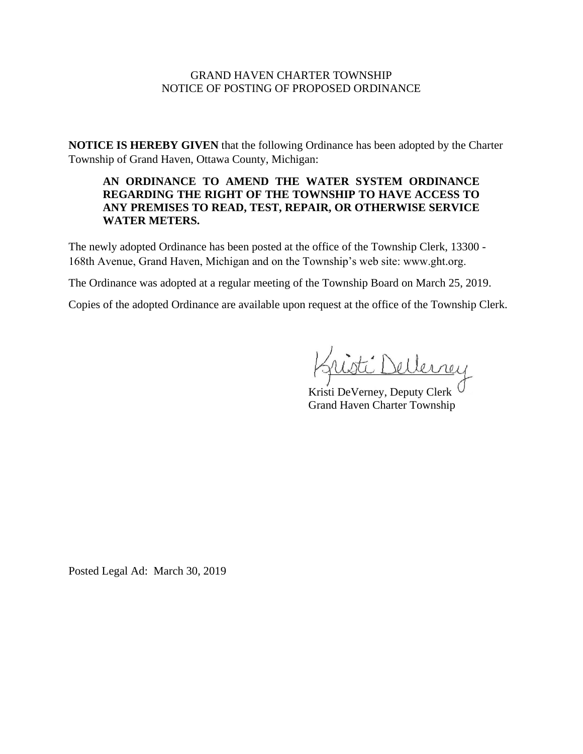GRAND HAVEN CHARTER TOWNSHIP
NOTICE OF POSTING OF PROPOSED ORDINANCE

**NOTICE IS HEREBY GIVEN** that the following Ordinance has been adopted by the Charter Township of Grand Haven, Ottawa County, Michigan:

> **AN ORDINANCE TO AMEND THE WATER SYSTEM ORDINANCE REGARDING THE RIGHT OF THE TOWNSHIP TO HAVE ACCESS TO ANY PREMISES TO READ, TEST, REPAIR, OR OTHERWISE SERVICE WATER METERS.**

The newly adopted Ordinance has been posted at the office of the Township Clerk, 13300 - 168th Avenue, Grand Haven, Michigan and on the Township's web site: www.ght.org.

The Ordinance was adopted at a regular meeting of the Township Board on March 25, 2019.

Copies of the adopted Ordinance are available upon request at the office of the Township Clerk.

Kristi DeVerney

Kristi DeVerney, Deputy Clerk
Grand Haven Charter Township

Posted Legal Ad: March 30, 2019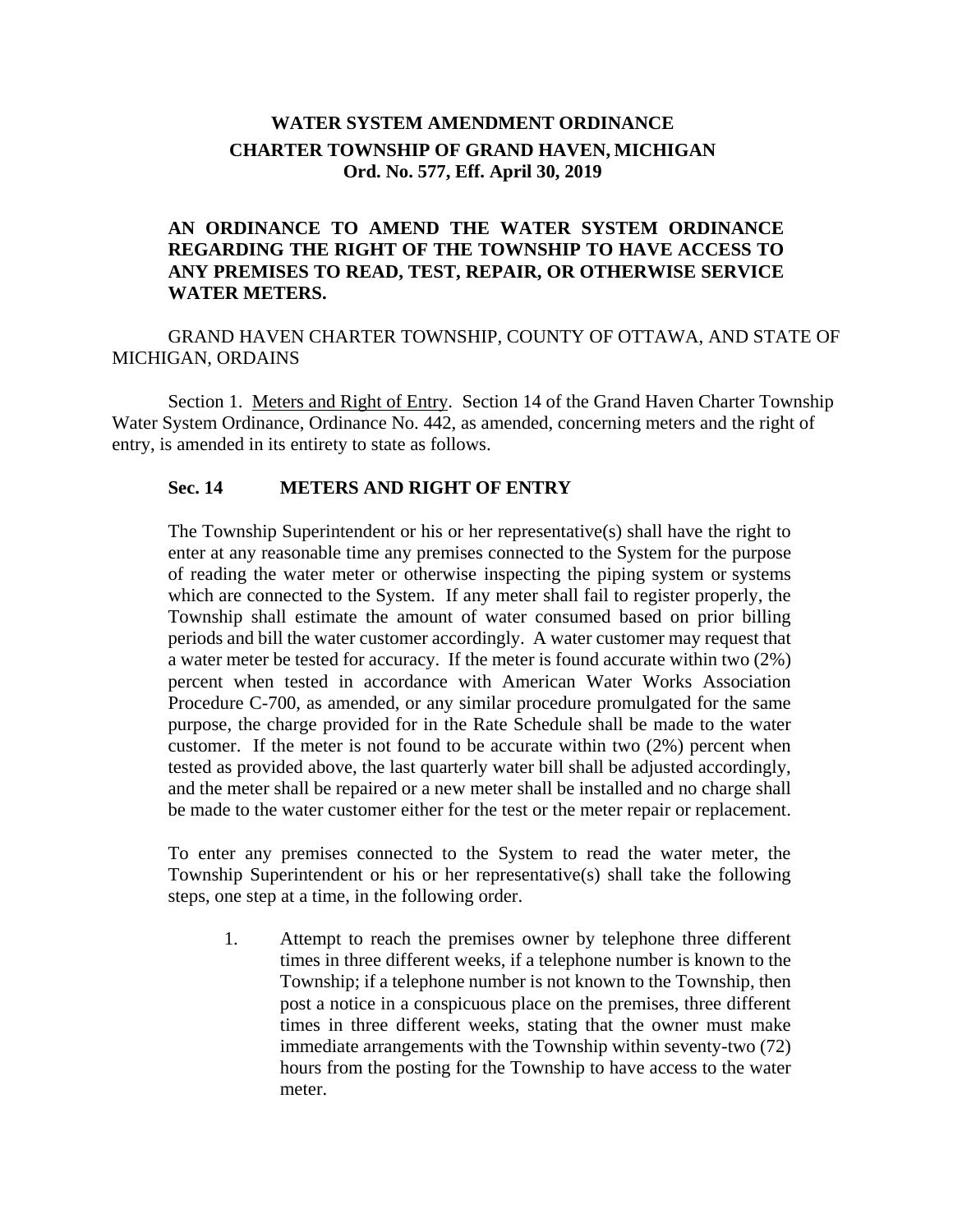# WATER SYSTEM AMENDMENT ORDINANCE
## CHARTER TOWNSHIP OF GRAND HAVEN, MICHIGAN
### Ord. No. 577, Eff. April 30, 2019

**AN ORDINANCE TO AMEND THE WATER SYSTEM ORDINANCE REGARDING THE RIGHT OF THE TOWNSHIP TO HAVE ACCESS TO ANY PREMISES TO READ, TEST, REPAIR, OR OTHERWISE SERVICE WATER METERS.**

GRAND HAVEN CHARTER TOWNSHIP, COUNTY OF OTTAWA, AND STATE OF MICHIGAN, ORDAINS

Section 1. Meters and Right of Entry. Section 14 of the Grand Haven Charter Township Water System Ordinance, Ordinance No. 442, as amended, concerning meters and the right of entry, is amended in its entirety to state as follows.

**Sec. 14 METERS AND RIGHT OF ENTRY**

The Township Superintendent or his or her representative(s) shall have the right to enter at any reasonable time any premises connected to the System for the purpose of reading the water meter or otherwise inspecting the piping system or systems which are connected to the System. If any meter shall fail to register properly, the Township shall estimate the amount of water consumed based on prior billing periods and bill the water customer accordingly. A water customer may request that a water meter be tested for accuracy. If the meter is found accurate within two (2%) percent when tested in accordance with American Water Works Association Procedure C-700, as amended, or any similar procedure promulgated for the same purpose, the charge provided for in the Rate Schedule shall be made to the water customer. If the meter is not found to be accurate within two (2%) percent when tested as provided above, the last quarterly water bill shall be adjusted accordingly, and the meter shall be repaired or a new meter shall be installed and no charge shall be made to the water customer either for the test or the meter repair or replacement.

To enter any premises connected to the System to read the water meter, the Township Superintendent or his or her representative(s) shall take the following steps, one step at a time, in the following order.

1. Attempt to reach the premises owner by telephone three different times in three different weeks, if a telephone number is known to the Township; if a telephone number is not known to the Township, then post a notice in a conspicuous place on the premises, three different times in three different weeks, stating that the owner must make immediate arrangements with the Township within seventy-two (72) hours from the posting for the Township to have access to the water meter.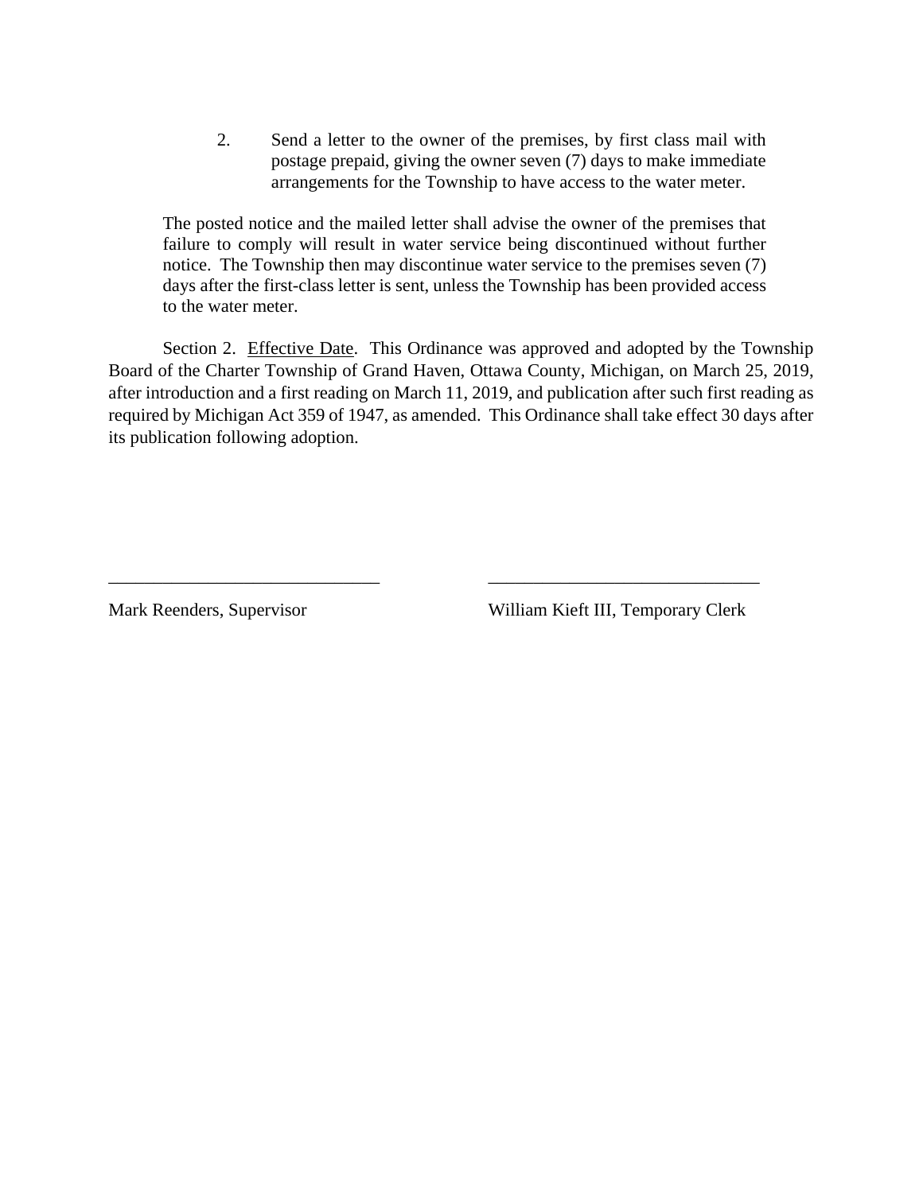2. Send a letter to the owner of the premises, by first class mail with postage prepaid, giving the owner seven (7) days to make immediate arrangements for the Township to have access to the water meter.

The posted notice and the mailed letter shall advise the owner of the premises that failure to comply will result in water service being discontinued without further notice. The Township then may discontinue water service to the premises seven (7) days after the first-class letter is sent, unless the Township has been provided access to the water meter.

Section 2. Effective Date. This Ordinance was approved and adopted by the Township Board of the Charter Township of Grand Haven, Ottawa County, Michigan, on March 25, 2019, after introduction and a first reading on March 11, 2019, and publication after such first reading as required by Michigan Act 359 of 1947, as amended. This Ordinance shall take effect 30 days after its publication following adoption.

______________________________ ______________________________

Mark Reenders, Supervisor William Kieft III, Temporary Clerk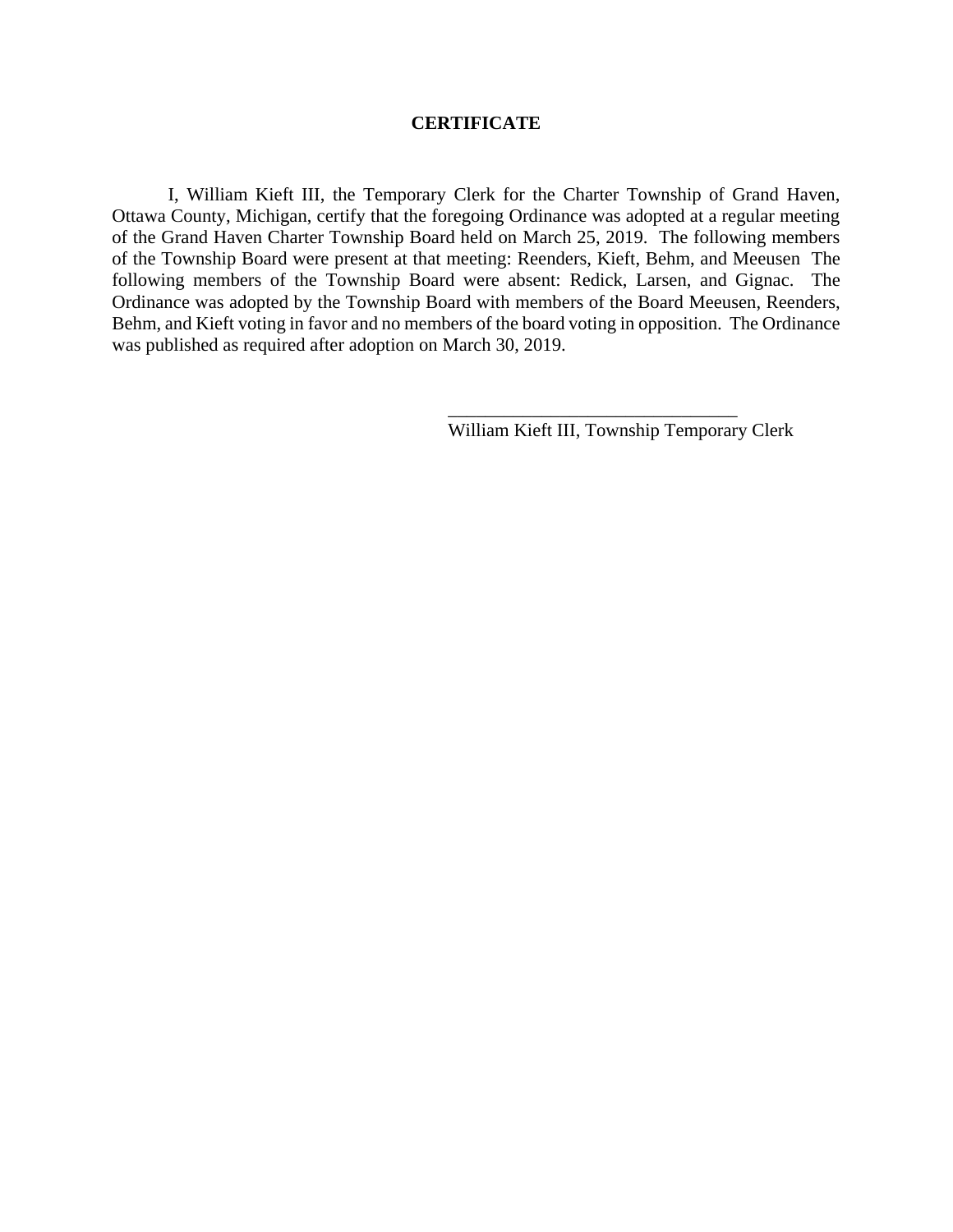# CERTIFICATE

I, William Kieft III, the Temporary Clerk for the Charter Township of Grand Haven, Ottawa County, Michigan, certify that the foregoing Ordinance was adopted at a regular meeting of the Grand Haven Charter Township Board held on March 25, 2019. The following members of the Township Board were present at that meeting: Reenders, Kieft, Behm, and Meeusen The following members of the Township Board were absent: Redick, Larsen, and Gignac. The Ordinance was adopted by the Township Board with members of the Board Meeusen, Reenders, Behm, and Kieft voting in favor and no members of the board voting in opposition. The Ordinance was published as required after adoption on March 30, 2019.

_______________________________

William Kieft III, Township Temporary Clerk